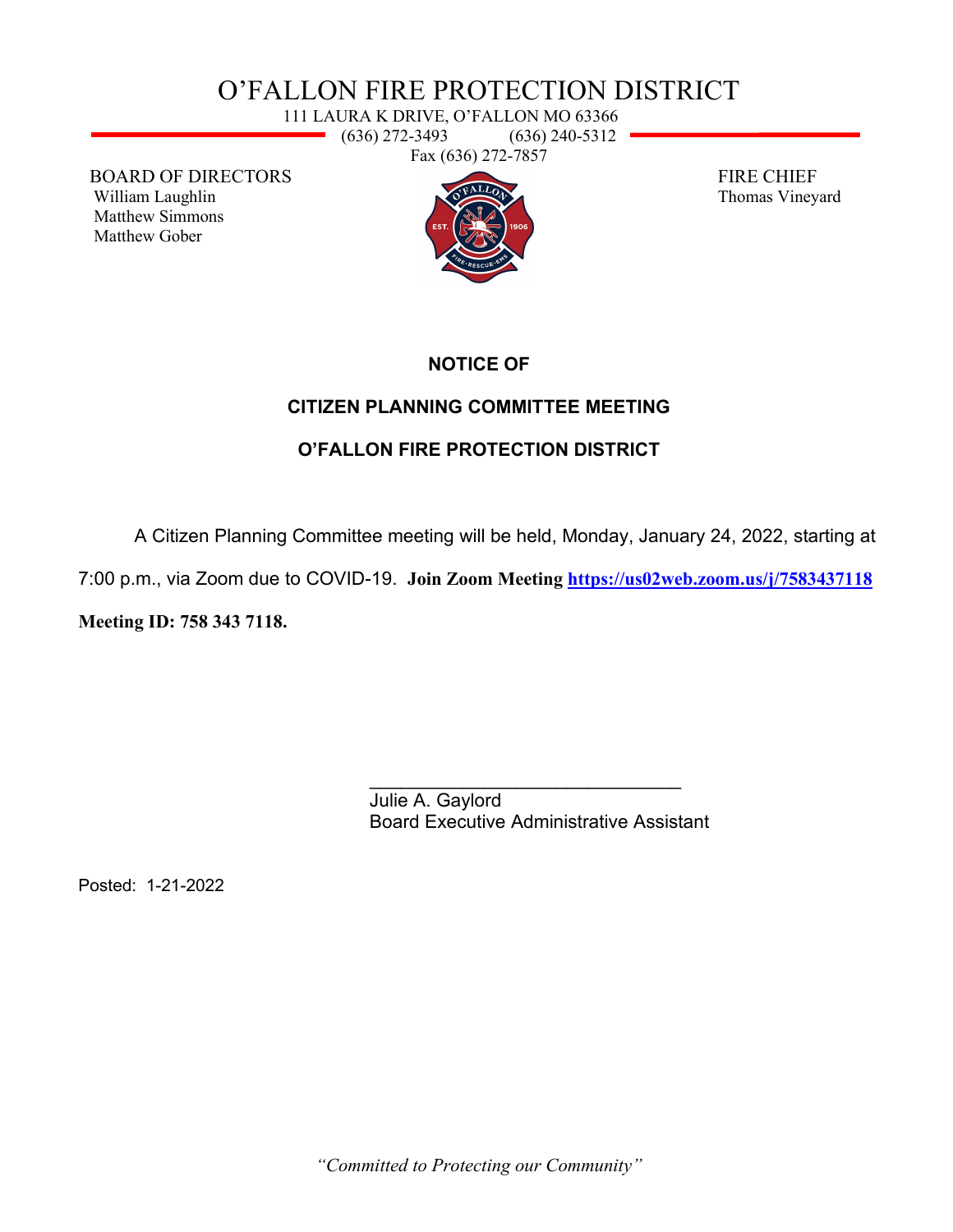# O'FALLON FIRE PROTECTION DISTRICT

111 LAURA K DRIVE, O'FALLON MO 63366
(636) 272-3493 (636) 240-5312
Fax (636) 272-7857

BOARD OF DIRECTORS
William Laughlin
Matthew Simmons
Matthew Gober

FIRE CHIEF
Thomas Vineyard

## NOTICE OF

## CITIZEN PLANNING COMMITTEE MEETING

## O'FALLON FIRE PROTECTION DISTRICT

A Citizen Planning Committee meeting will be held, Monday, January 24, 2022, starting at 7:00 p.m., via Zoom due to COVID-19. **Join Zoom Meeting [https://us02web.zoom.us/j/7583437118](https://us02web.zoom.us/j/7583437118) Meeting ID: 758 343 7118.**

_______________________________
Julie A. Gaylord
Board Executive Administrative Assistant

Posted: 1-21-2022

*"Committed to Protecting our Community"*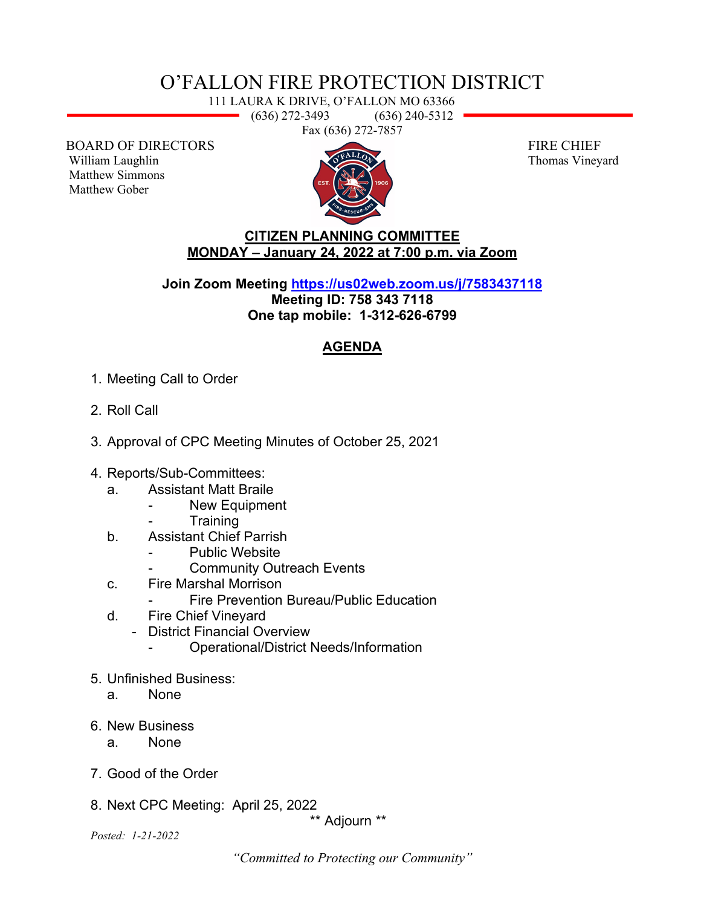# O'FALLON FIRE PROTECTION DISTRICT

111 LAURA K DRIVE, O'FALLON MO 63366
(636) 272-3493 (636) 240-5312
Fax (636) 272-7857

BOARD OF DIRECTORS
William Laughlin
Matthew Simmons
Matthew Gober

FIRE CHIEF
Thomas Vineyard

**CITIZEN PLANNING COMMITTEE**
**MONDAY – January 24, 2022 at 7:00 p.m. via Zoom**

**Join Zoom Meeting https://us02web.zoom.us/j/7583437118**
**Meeting ID: 758 343 7118**
**One tap mobile: 1-312-626-6799**

## AGENDA

1. Meeting Call to Order
2. Roll Call
3. Approval of CPC Meeting Minutes of October 25, 2021
4. Reports/Sub-Committees:
   a. Assistant Matt Braile
      - New Equipment
      - Training
   b. Assistant Chief Parrish
      - Public Website
      - Community Outreach Events
   c. Fire Marshal Morrison
      - Fire Prevention Bureau/Public Education
   d. Fire Chief Vineyard
      - District Financial Overview
      - Operational/District Needs/Information
5. Unfinished Business:
   a. None
6. New Business
   a. None
7. Good of the Order
8. Next CPC Meeting: April 25, 2022

\*\* Adjourn \*\*

*Posted: 1-21-2022*

*"Committed to Protecting our Community"*